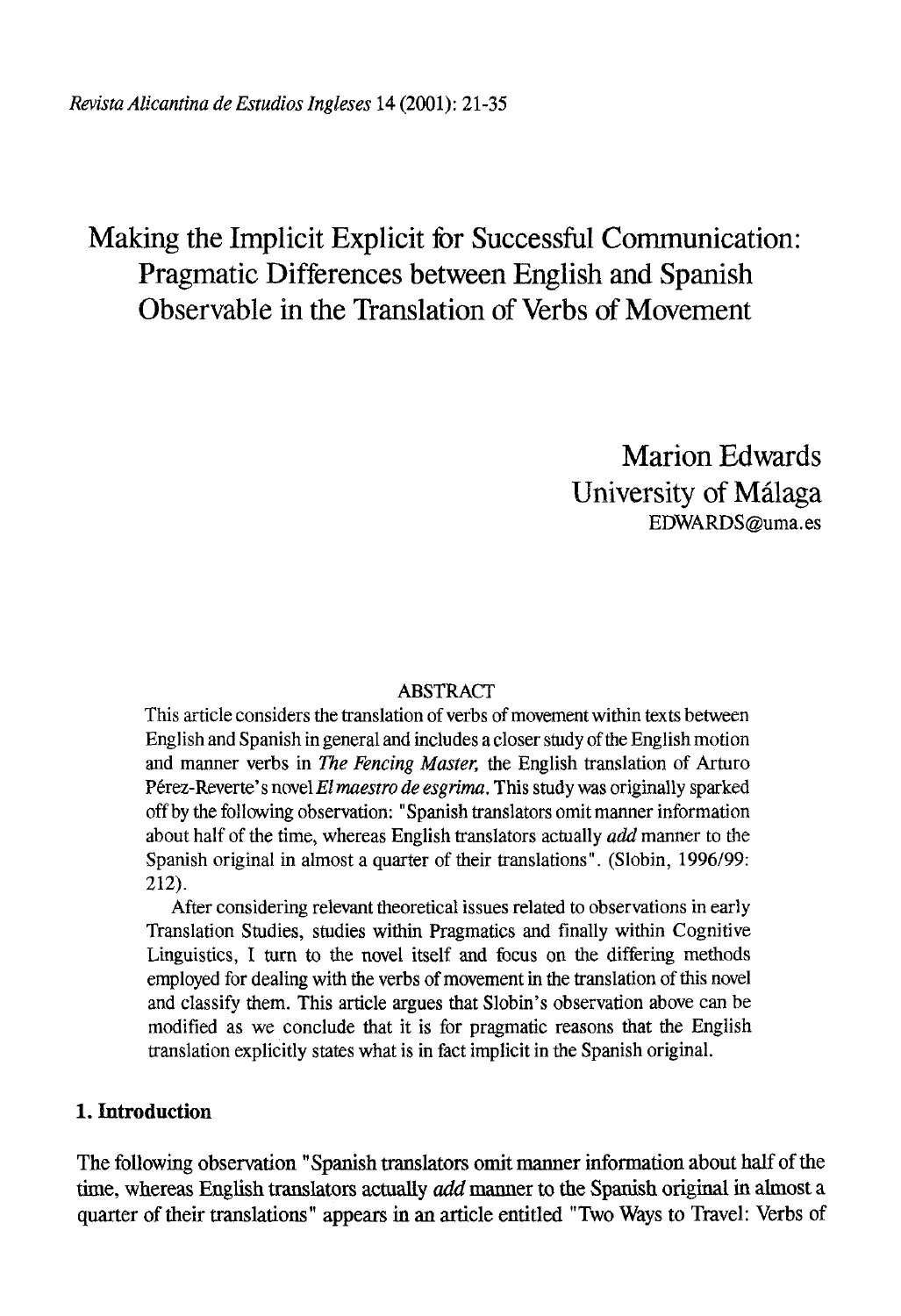# Making the Implicit Explicit for Successful Communication: Pragmatic Differences between English and Spanish Observable in the Translation of Verbs of Movement

Marion Edwards
University of Málaga
EDWARDS@uma.es

## ABSTRACT

This article considers the translation of verbs of movement within texts between English and Spanish in general and includes a closer study of the English motion and manner verbs in *The Fencing Master*, the English translation of Arturo Pérez-Reverte's novel *El maestro de esgrima*. This study was originally sparked off by the following observation: "Spanish translators omit manner information about half of the time, whereas English translators actually *add* manner to the Spanish original in almost a quarter of their translations". (Slobin, 1996/99: 212).

After considering relevant theoretical issues related to observations in early Translation Studies, studies within Pragmatics and finally within Cognitive Linguistics, I turn to the novel itself and focus on the differing methods employed for dealing with the verbs of movement in the translation of this novel and classify them. This article argues that Slobin's observation above can be modified as we conclude that it is for pragmatic reasons that the English translation explicitly states what is in fact implicit in the Spanish original.

## 1. Introduction

The following observation "Spanish translators omit manner information about half of the time, whereas English translators actually *add* manner to the Spanish original in almost a quarter of their translations" appears in an article entitled "Two Ways to Travel: Verbs of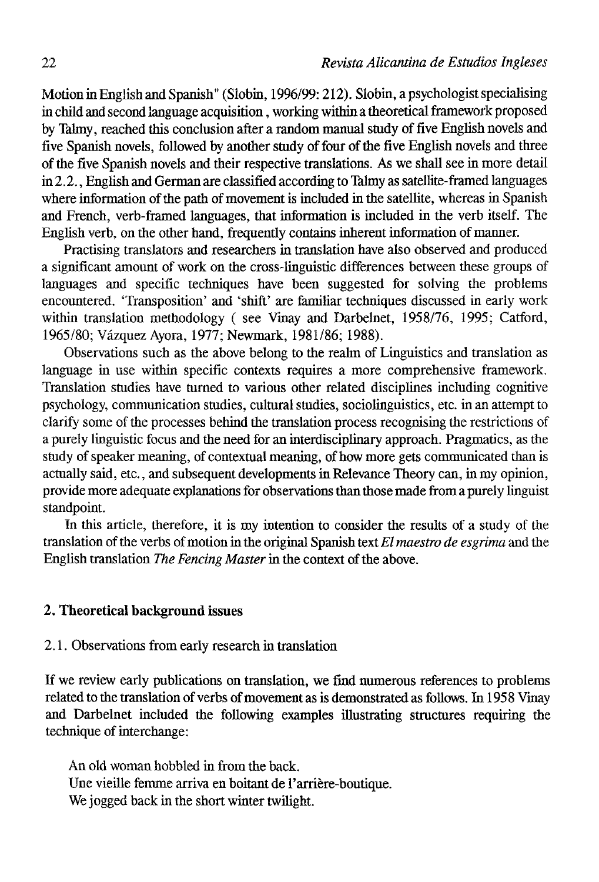Motion in English and Spanish" (Slobin, 1996/99: 212). Slobin, a psychologist specialising in child and second language acquisition, working within a theoretical framework proposed by Talmy, reached this conclusion after a random manual study of five English novels and five Spanish novels, followed by another study of four of the five English novels and three of the five Spanish novels and their respective translations. As we shall see in more detail in 2.2., English and German are classified according to Talmy as satellite-framed languages where information of the path of movement is included in the satellite, whereas in Spanish and French, verb-framed languages, that information is included in the verb itself. The English verb, on the other hand, frequently contains inherent information of manner.

Practising translators and researchers in translation have also observed and produced a significant amount of work on the cross-linguistic differences between these groups of languages and specific techniques have been suggested for solving the problems encountered. 'Transposition' and 'shift' are familiar techniques discussed in early work within translation methodology ( see Vinay and Darbelnet, 1958/76, 1995; Catford, 1965/80; Vázquez Ayora, 1977; Newmark, 1981/86; 1988).

Observations such as the above belong to the realm of Linguistics and translation as language in use within specific contexts requires a more comprehensive framework. Translation studies have turned to various other related disciplines including cognitive psychology, communication studies, cultural studies, sociolinguistics, etc. in an attempt to clarify some of the processes behind the translation process recognising the restrictions of a purely linguistic focus and the need for an interdisciplinary approach. Pragmatics, as the study of speaker meaning, of contextual meaning, of how more gets communicated than is actually said, etc., and subsequent developments in Relevance Theory can, in my opinion, provide more adequate explanations for observations than those made from a purely linguist standpoint.

In this article, therefore, it is my intention to consider the results of a study of the translation of the verbs of motion in the original Spanish text *El maestro de esgrima* and the English translation *The Fencing Master* in the context of the above.

## 2. Theoretical background issues

### 2.1. Observations from early research in translation

If we review early publications on translation, we find numerous references to problems related to the translation of verbs of movement as is demonstrated as follows. In 1958 Vinay and Darbelnet included the following examples illustrating structures requiring the technique of interchange:

An old woman hobbled in from the back.
Une vieille femme arriva en boitant de l'arrière-boutique.
We jogged back in the short winter twilight.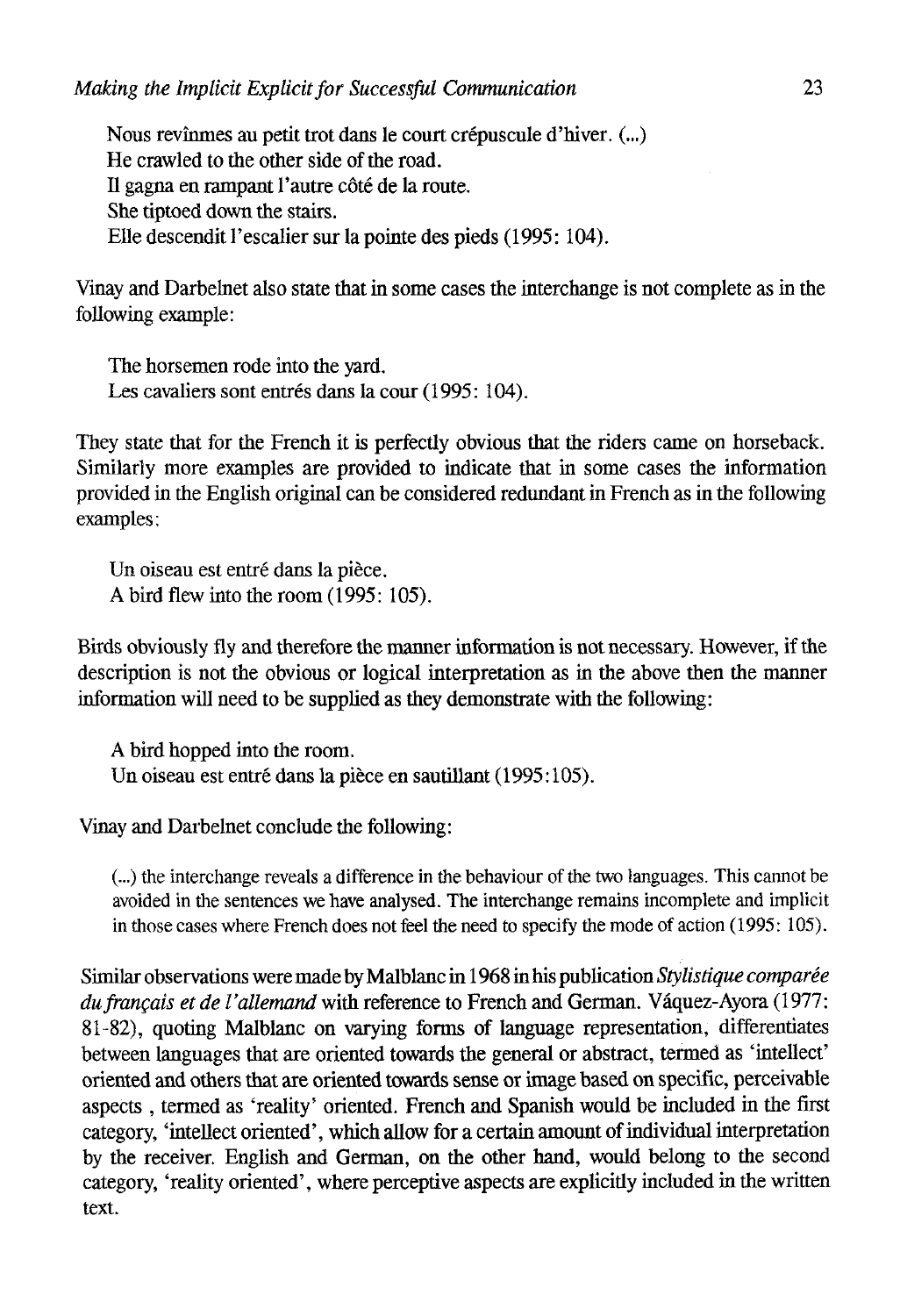Nous revînmes au petit trot dans le court crépuscule d'hiver. (...)
He crawled to the other side of the road.
Il gagna en rampant l'autre côté de la route.
She tiptoed down the stairs.
Elle descendit l'escalier sur la pointe des pieds (1995: 104).

Vinay and Darbelnet also state that in some cases the interchange is not complete as in the following example:

> The horsemen rode into the yard.
> Les cavaliers sont entrés dans la cour (1995: 104).

They state that for the French it is perfectly obvious that the riders came on horseback. Similarly more examples are provided to indicate that in some cases the information provided in the English original can be considered redundant in French as in the following examples:

> Un oiseau est entré dans la pièce.
> A bird flew into the room (1995: 105).

Birds obviously fly and therefore the manner information is not necessary. However, if the description is not the obvious or logical interpretation as in the above then the manner information will need to be supplied as they demonstrate with the following:

> A bird hopped into the room.
> Un oiseau est entré dans la pièce en sautillant (1995:105).

Vinay and Darbelnet conclude the following:

> (...) the interchange reveals a difference in the behaviour of the two languages. This cannot be avoided in the sentences we have analysed. The interchange remains incomplete and implicit in those cases where French does not feel the need to specify the mode of action (1995: 105).

Similar observations were made by Malblanc in 1968 in his publication *Stylistique comparée du français et de l'allemand* with reference to French and German. Váquez-Ayora (1977: 81-82), quoting Malblanc on varying forms of language representation, differentiates between languages that are oriented towards the general or abstract, termed as 'intellect' oriented and others that are oriented towards sense or image based on specific, perceivable aspects , termed as 'reality' oriented. French and Spanish would be included in the first category, 'intellect oriented', which allow for a certain amount of individual interpretation by the receiver. English and German, on the other hand, would belong to the second category, 'reality oriented', where perceptive aspects are explicitly included in the written text.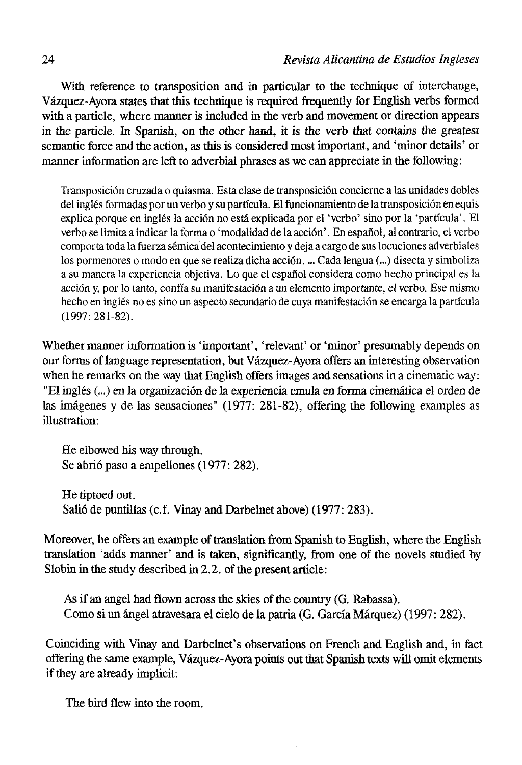With reference to transposition and in particular to the technique of interchange, Vázquez-Ayora states that this technique is required frequently for English verbs formed with a particle, where manner is included in the verb and movement or direction appears in the particle. In Spanish, on the other hand, it is the verb that contains the greatest semantic force and the action, as this is considered most important, and 'minor details' or manner information are left to adverbial phrases as we can appreciate in the following:

> Transposición cruzada o quiasma. Esta clase de transposición concierne a las unidades dobles del inglés formadas por un verbo y su partícula. El funcionamiento de la transposición en equis explica porque en inglés la acción no está explicada por el 'verbo' sino por la 'partícula'. El verbo se limita a indicar la forma o 'modalidad de la acción'. En español, al contrario, el verbo comporta toda la fuerza sémica del acontecimiento y deja a cargo de sus locuciones adverbiales los pormenores o modo en que se realiza dicha acción. ... Cada lengua (...) disecta y simboliza a su manera la experiencia objetiva. Lo que el español considera como hecho principal es la acción y, por lo tanto, confía su manifestación a un elemento importante, el verbo. Ese mismo hecho en inglés no es sino un aspecto secundario de cuya manifestación se encarga la partícula (1997: 281-82).

Whether manner information is 'important', 'relevant' or 'minor' presumably depends on our forms of language representation, but Vázquez-Ayora offers an interesting observation when he remarks on the way that English offers images and sensations in a cinematic way: "El inglés (...) en la organización de la experiencia emula en forma cinemática el orden de las imágenes y de las sensaciones" (1977: 281-82), offering the following examples as illustration:

> He elbowed his way through.
> Se abrió paso a empellones (1977: 282).
>
> He tiptoed out.
> Salió de puntillas (c.f. Vinay and Darbelnet above) (1977: 283).

Moreover, he offers an example of translation from Spanish to English, where the English translation 'adds manner' and is taken, significantly, from one of the novels studied by Slobin in the study described in 2.2. of the present article:

> As if an angel had flown across the skies of the country (G. Rabassa).
> Como si un ángel atravesara el cielo de la patria (G. García Márquez) (1997: 282).

Coinciding with Vinay and Darbelnet's observations on French and English and, in fact offering the same example, Vázquez-Ayora points out that Spanish texts will omit elements if they are already implicit:

> The bird flew into the room.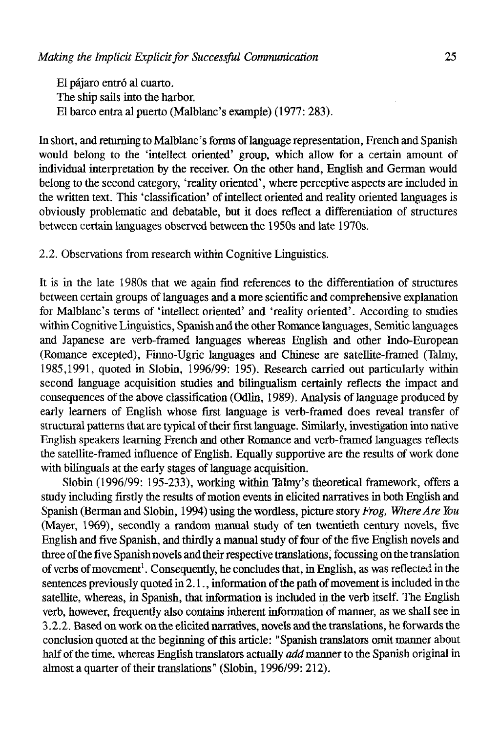El pájaro entró al cuarto.
The ship sails into the harbor.
El barco entra al puerto (Malblanc's example) (1977: 283).

In short, and returning to Malblanc's forms of language representation, French and Spanish would belong to the 'intellect oriented' group, which allow for a certain amount of individual interpretation by the receiver. On the other hand, English and German would belong to the second category, 'reality oriented', where perceptive aspects are included in the written text. This 'classification' of intellect oriented and reality oriented languages is obviously problematic and debatable, but it does reflect a differentiation of structures between certain languages observed between the 1950s and late 1970s.

2.2. Observations from research within Cognitive Linguistics.

It is in the late 1980s that we again find references to the differentiation of structures between certain groups of languages and a more scientific and comprehensive explanation for Malblanc's terms of 'intellect oriented' and 'reality oriented'. According to studies within Cognitive Linguistics, Spanish and the other Romance languages, Semitic languages and Japanese are verb-framed languages whereas English and other Indo-European (Romance excepted), Finno-Ugric languages and Chinese are satellite-framed (Talmy, 1985,1991, quoted in Slobin, 1996/99: 195). Research carried out particularly within second language acquisition studies and bilingualism certainly reflects the impact and consequences of the above classification (Odlin, 1989). Analysis of language produced by early learners of English whose first language is verb-framed does reveal transfer of structural patterns that are typical of their first language. Similarly, investigation into native English speakers learning French and other Romance and verb-framed languages reflects the satellite-framed influence of English. Equally supportive are the results of work done with bilinguals at the early stages of language acquisition.

Slobin (1996/99: 195-233), working within Talmy's theoretical framework, offers a study including firstly the results of motion events in elicited narratives in both English and Spanish (Berman and Slobin, 1994) using the wordless, picture story *Frog, Where Are You* (Mayer, 1969), secondly a random manual study of ten twentieth century novels, five English and five Spanish, and thirdly a manual study of four of the five English novels and three of the five Spanish novels and their respective translations, focussing on the translation of verbs of movement[1]. Consequently, he concludes that, in English, as was reflected in the sentences previously quoted in 2.1., information of the path of movement is included in the satellite, whereas, in Spanish, that information is included in the verb itself. The English verb, however, frequently also contains inherent information of manner, as we shall see in 3.2.2. Based on work on the elicited narratives, novels and the translations, he forwards the conclusion quoted at the beginning of this article: "Spanish translators omit manner about half of the time, whereas English translators actually *add* manner to the Spanish original in almost a quarter of their translations" (Slobin, 1996/99: 212).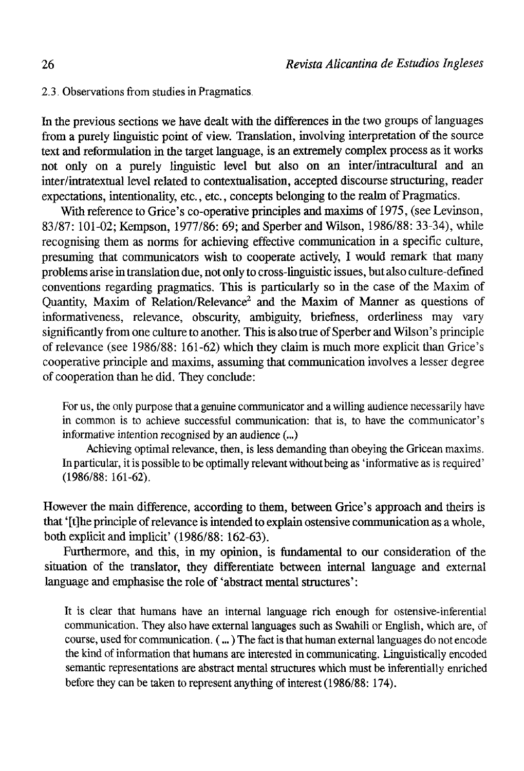### 2.3. Observations from studies in Pragmatics.

In the previous sections we have dealt with the differences in the two groups of languages from a purely linguistic point of view. Translation, involving interpretation of the source text and reformulation in the target language, is an extremely complex process as it works not only on a purely linguistic level but also on an inter/intracultural and an inter/intratextual level related to contextualisation, accepted discourse structuring, reader expectations, intentionality, etc., etc., concepts belonging to the realm of Pragmatics.

With reference to Grice's co-operative principles and maxims of 1975, (see Levinson, 83/87: 101-02; Kempson, 1977/86: 69; and Sperber and Wilson, 1986/88: 33-34), while recognising them as norms for achieving effective communication in a specific culture, presuming that communicators wish to cooperate actively, I would remark that many problems arise in translation due, not only to cross-linguistic issues, but also culture-defined conventions regarding pragmatics. This is particularly so in the case of the Maxim of Quantity, Maxim of Relation/Relevance[2] and the Maxim of Manner as questions of informativeness, relevance, obscurity, ambiguity, briefness, orderliness may vary significantly from one culture to another. This is also true of Sperber and Wilson's principle of relevance (see 1986/88: 161-62) which they claim is much more explicit than Grice's cooperative principle and maxims, assuming that communication involves a lesser degree of cooperation than he did. They conclude:

> For us, the only purpose that a genuine communicator and a willing audience necessarily have in common is to achieve successful communication: that is, to have the communicator's *informative intention* recognised by an audience (...)
>
> Achieving optimal relevance, then, is less demanding than obeying the Gricean maxims. In particular, it is possible to be optimally relevant without being as 'informative as is required' (1986/88: 161-62).

However the main difference, according to them, between Grice's approach and theirs is that '[t]he principle of relevance is intended to explain ostensive communication as a whole, both explicit and implicit' (1986/88: 162-63).

Furthermore, and this, in my opinion, is fundamental to our consideration of the situation of the translator, they differentiate between internal language and external language and emphasise the role of 'abstract mental structures':

> It is clear that humans have an internal language rich enough for ostensive-inferential communication. They also have external languages such as Swahili or English, which are, of course, used for communication. ( ... ) The fact is that human external languages do not encode the kind of information that humans are interested in communicating. Linguistically encoded semantic representations are abstract mental structures which must be inferentially enriched before they can be taken to represent anything of interest (1986/88: 174).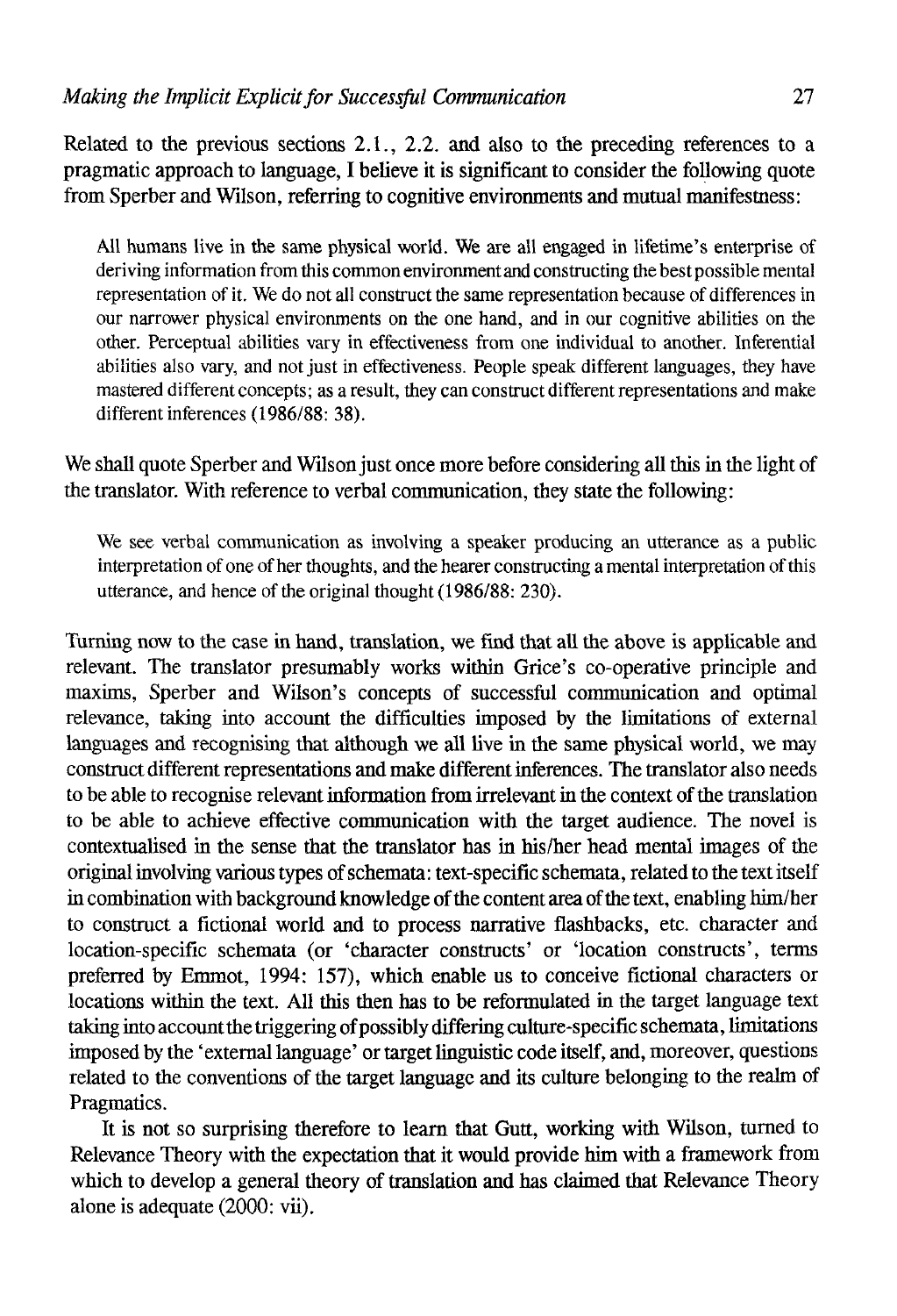Related to the previous sections 2.1., 2.2. and also to the preceding references to a pragmatic approach to language, I believe it is significant to consider the following quote from Sperber and Wilson, referring to cognitive environments and mutual manifestness:

> All humans live in the same physical world. We are all engaged in lifetime's enterprise of deriving information from this common environment and constructing the best possible mental representation of it. We do not all construct the same representation because of differences in our narrower physical environments on the one hand, and in our cognitive abilities on the other. Perceptual abilities vary in effectiveness from one individual to another. Inferential abilities also vary, and not just in effectiveness. People speak different languages, they have mastered different concepts; as a result, they can construct different representations and make different inferences (1986/88: 38).

We shall quote Sperber and Wilson just once more before considering all this in the light of the translator. With reference to verbal communication, they state the following:

> We see verbal communication as involving a speaker producing an utterance as a public interpretation of one of her thoughts, and the hearer constructing a mental interpretation of this utterance, and hence of the original thought (1986/88: 230).

Turning now to the case in hand, translation, we find that all the above is applicable and relevant. The translator presumably works within Grice's co-operative principle and maxims, Sperber and Wilson's concepts of successful communication and optimal relevance, taking into account the difficulties imposed by the limitations of external languages and recognising that although we all live in the same physical world, we may construct different representations and make different inferences. The translator also needs to be able to recognise relevant information from irrelevant in the context of the translation to be able to achieve effective communication with the target audience. The novel is contextualised in the sense that the translator has in his/her head mental images of the original involving various types of schemata: text-specific schemata, related to the text itself in combination with background knowledge of the content area of the text, enabling him/her to construct a fictional world and to process narrative flashbacks, etc. character and location-specific schemata (or 'character constructs' or 'location constructs', terms preferred by Emmot, 1994: 157), which enable us to conceive fictional characters or locations within the text. All this then has to be reformulated in the target language text taking into account the triggering of possibly differing culture-specific schemata, limitations imposed by the 'external language' or target linguistic code itself, and, moreover, questions related to the conventions of the target language and its culture belonging to the realm of Pragmatics.

It is not so surprising therefore to learn that Gutt, working with Wilson, turned to Relevance Theory with the expectation that it would provide him with a framework from which to develop a general theory of translation and has claimed that Relevance Theory alone is adequate (2000: vii).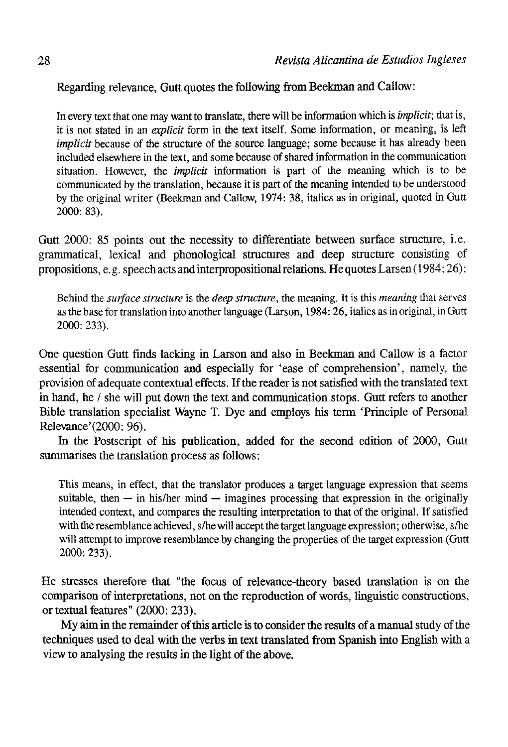Regarding relevance, Gutt quotes the following from Beekman and Callow:

> In every text that one may want to translate, there will be information which is *implicit*; that is, it is not stated in an *explicit* form in the text itself. Some information, or meaning, is left *implicit* because of the structure of the source language; some because it has already been included elsewhere in the text, and some because of shared information in the communication situation. However, the *implicit* information is part of the meaning which is to be communicated by the translation, because it is part of the meaning intended to be understood by the original writer (Beekman and Callow, 1974: 38, italics as in original, quoted in Gutt 2000: 83).

Gutt 2000: 85 points out the necessity to differentiate between surface structure, i.e. grammatical, lexical and phonological structures and deep structure consisting of propositions, e.g. speech acts and interpropositional relations. He quotes Larsen (1984: 26):

> Behind the *surface structure* is the *deep structure*, the meaning. It is this *meaning* that serves as the base for translation into another language (Larson, 1984: 26, italics as in original, in Gutt 2000: 233).

One question Gutt finds lacking in Larson and also in Beekman and Callow is a factor essential for communication and especially for 'ease of comprehension', namely, the provision of adequate contextual effects. If the reader is not satisfied with the translated text in hand, he / she will put down the text and communication stops. Gutt refers to another Bible translation specialist Wayne T. Dye and employs his term 'Principle of Personal Relevance'(2000: 96).

In the Postscript of his publication, added for the second edition of 2000, Gutt summarises the translation process as follows:

> This means, in effect, that the translator produces a target language expression that seems suitable, then — in his/her mind — imagines processing that expression in the originally intended context, and compares the resulting interpretation to that of the original. If satisfied with the resemblance achieved, s/he will accept the target language expression; otherwise, s/he will attempt to improve resemblance by changing the properties of the target expression (Gutt 2000: 233).

He stresses therefore that "the focus of relevance-theory based translation is on the comparison of interpretations, not on the reproduction of words, linguistic constructions, or textual features" (2000: 233).

My aim in the remainder of this article is to consider the results of a manual study of the techniques used to deal with the verbs in text translated from Spanish into English with a view to analysing the results in the light of the above.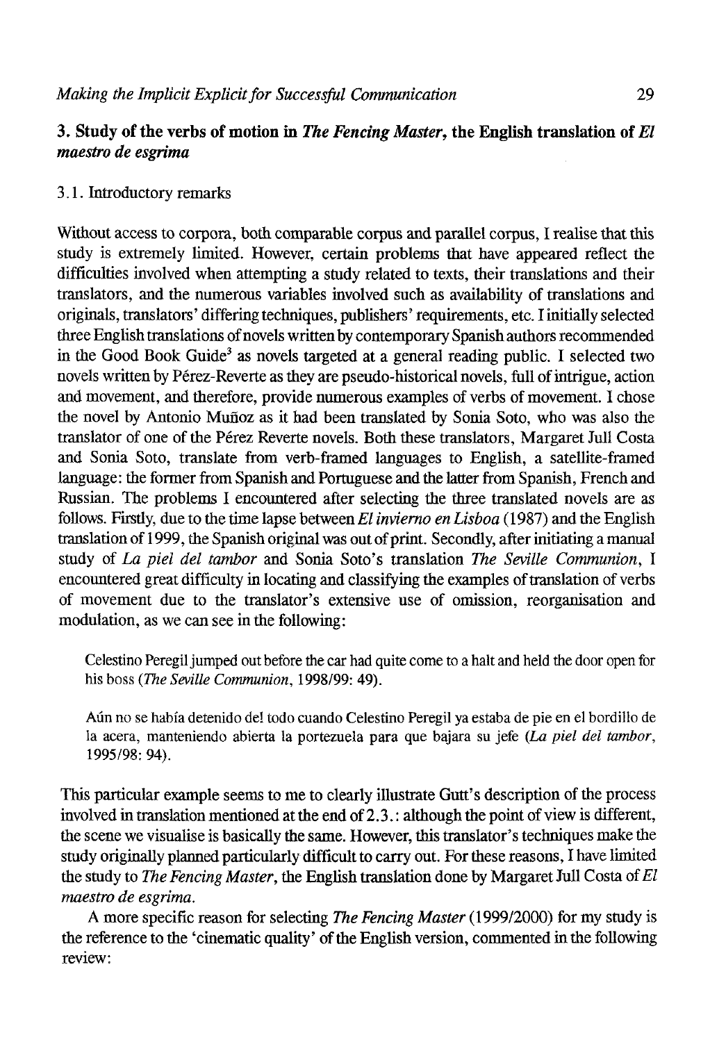## 3. Study of the verbs of motion in *The Fencing Master*, the English translation of *El maestro de esgrima*

### 3.1. Introductory remarks

Without access to corpora, both comparable corpus and parallel corpus, I realise that this study is extremely limited. However, certain problems that have appeared reflect the difficulties involved when attempting a study related to texts, their translations and their translators, and the numerous variables involved such as availability of translations and originals, translators' differing techniques, publishers' requirements, etc. I initially selected three English translations of novels written by contemporary Spanish authors recommended in the Good Book Guide[3] as novels targeted at a general reading public. I selected two novels written by Pérez-Reverte as they are pseudo-historical novels, full of intrigue, action and movement, and therefore, provide numerous examples of verbs of movement. I chose the novel by Antonio Muñoz as it had been translated by Sonia Soto, who was also the translator of one of the Pérez Reverte novels. Both these translators, Margaret Jull Costa and Sonia Soto, translate from verb-framed languages to English, a satellite-framed language: the former from Spanish and Portuguese and the latter from Spanish, French and Russian. The problems I encountered after selecting the three translated novels are as follows. Firstly, due to the time lapse between *El invierno en Lisboa* (1987) and the English translation of 1999, the Spanish original was out of print. Secondly, after initiating a manual study of *La piel del tambor* and Sonia Soto's translation *The Seville Communion*, I encountered great difficulty in locating and classifying the examples of translation of verbs of movement due to the translator's extensive use of omission, reorganisation and modulation, as we can see in the following:

> Celestino Peregil jumped out before the car had quite come to a halt and held the door open for his boss (*The Seville Communion*, 1998/99: 49).

> Aún no se había detenido del todo cuando Celestino Peregil ya estaba de pie en el bordillo de la acera, manteniendo abierta la portezuela para que bajara su jefe (*La piel del tambor*, 1995/98: 94).

This particular example seems to me to clearly illustrate Gutt's description of the process involved in translation mentioned at the end of 2.3.: although the point of view is different, the scene we visualise is basically the same. However, this translator's techniques make the study originally planned particularly difficult to carry out. For these reasons, I have limited the study to *The Fencing Master*, the English translation done by Margaret Jull Costa of *El maestro de esgrima*.

A more specific reason for selecting *The Fencing Master* (1999/2000) for my study is the reference to the 'cinematic quality' of the English version, commented in the following review: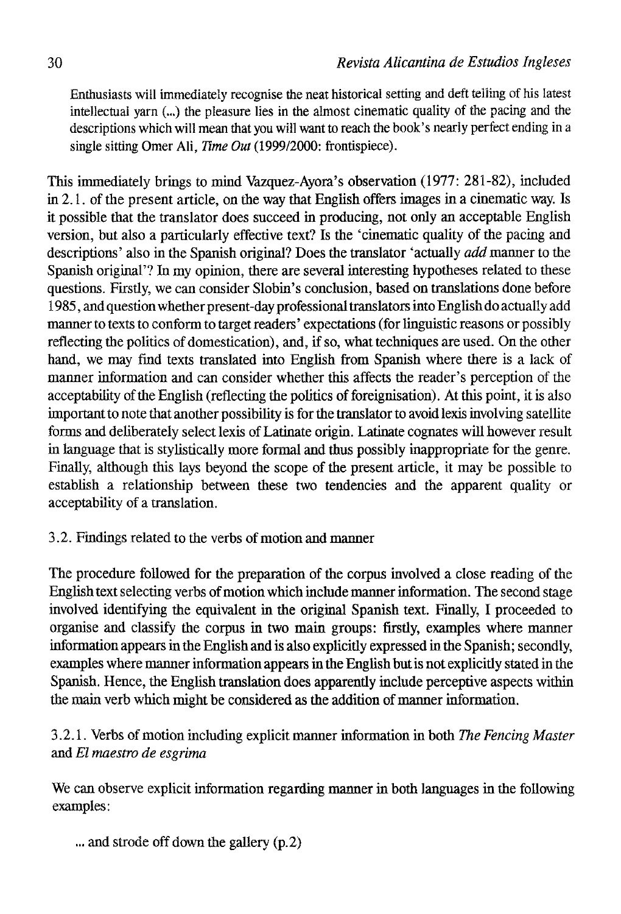> Enthusiasts will immediately recognise the neat historical setting and deft telling of his latest intellectual yarn (...) the pleasure lies in the almost cinematic quality of the pacing and the descriptions which will mean that you will want to reach the book's nearly perfect ending in a single sitting Omer Ali, *Time Out* (1999/2000: frontispiece).

This immediately brings to mind Vazquez-Ayora's observation (1977: 281-82), included in 2.1. of the present article, on the way that English offers images in a cinematic way. Is it possible that the translator does succeed in producing, not only an acceptable English version, but also a particularly effective text? Is the 'cinematic quality of the pacing and descriptions' also in the Spanish original? Does the translator 'actually *add* manner to the Spanish original'? In my opinion, there are several interesting hypotheses related to these questions. Firstly, we can consider Slobin's conclusion, based on translations done before 1985, and question whether present-day professional translators into English do actually add manner to texts to conform to target readers' expectations (for linguistic reasons or possibly reflecting the politics of domestication), and, if so, what techniques are used. On the other hand, we may find texts translated into English from Spanish where there is a lack of manner information and can consider whether this affects the reader's perception of the acceptability of the English (reflecting the politics of foreignisation). At this point, it is also important to note that another possibility is for the translator to avoid lexis involving satellite forms and deliberately select lexis of Latinate origin. Latinate cognates will however result in language that is stylistically more formal and thus possibly inappropriate for the genre. Finally, although this lays beyond the scope of the present article, it may be possible to establish a relationship between these two tendencies and the apparent quality or acceptability of a translation.

### 3.2. Findings related to the verbs of motion and manner

The procedure followed for the preparation of the corpus involved a close reading of the English text selecting verbs of motion which include manner information. The second stage involved identifying the equivalent in the original Spanish text. Finally, I proceeded to organise and classify the corpus in two main groups: firstly, examples where manner information appears in the English and is also explicitly expressed in the Spanish; secondly, examples where manner information appears in the English but is not explicitly stated in the Spanish. Hence, the English translation does apparently include perceptive aspects within the main verb which might be considered as the addition of manner information.

#### 3.2.1. Verbs of motion including explicit manner information in both *The Fencing Master* and *El maestro de esgrima*

We can observe explicit information regarding manner in both languages in the following examples:

> ... and strode off down the gallery (p.2)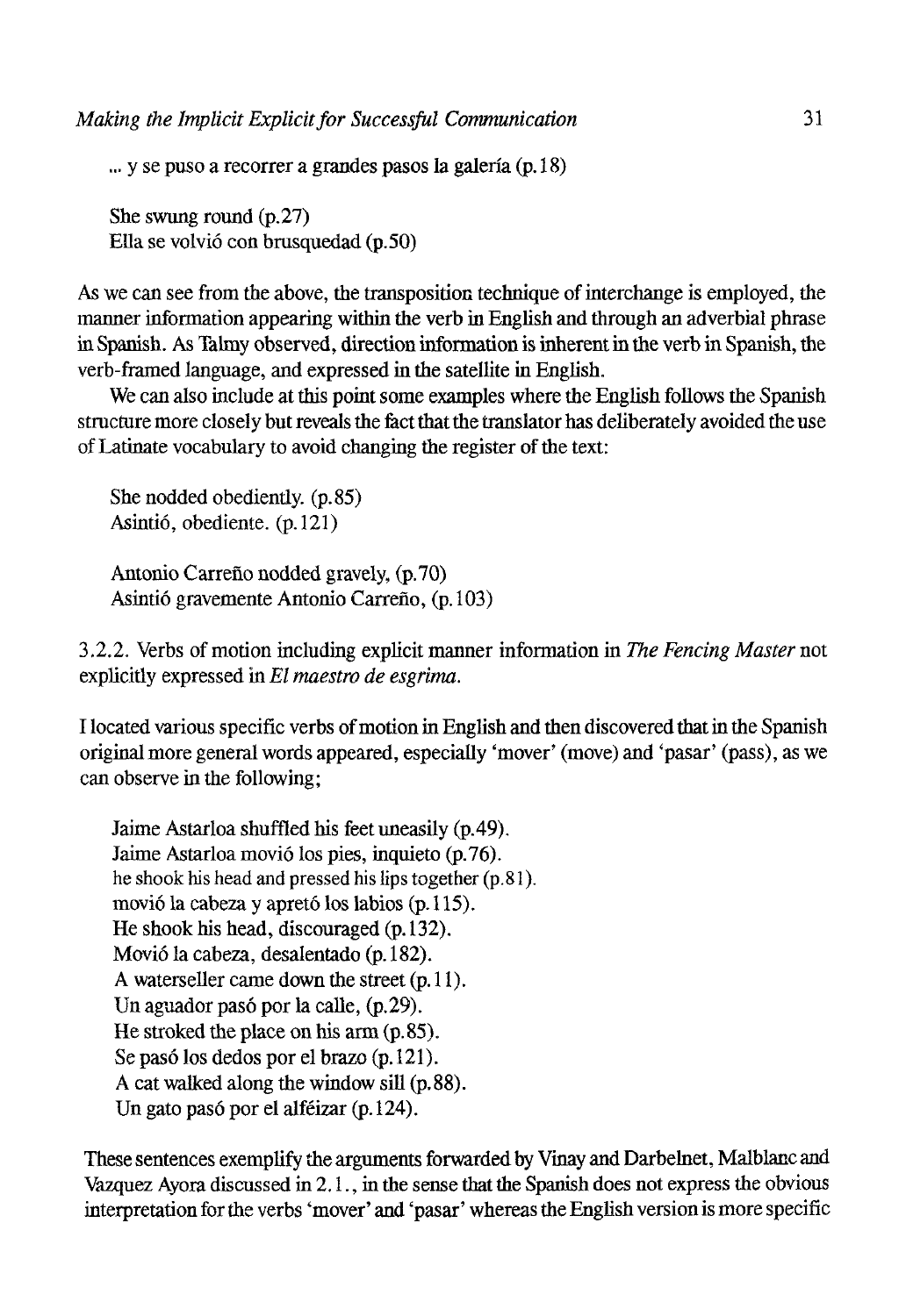... y se puso a recorrer a grandes pasos la galería (p.18)

She swung round (p.27)
Ella se volvió con brusquedad (p.50)

As we can see from the above, the transposition technique of interchange is employed, the manner information appearing within the verb in English and through an adverbial phrase in Spanish. As Talmy observed, direction information is inherent in the verb in Spanish, the verb-framed language, and expressed in the satellite in English.

We can also include at this point some examples where the English follows the Spanish structure more closely but reveals the fact that the translator has deliberately avoided the use of Latinate vocabulary to avoid changing the register of the text:

She nodded obediently. (p.85)
Asintió, obediente. (p.121)

Antonio Carreño nodded gravely, (p.70)
Asintió gravemente Antonio Carreño, (p.103)

3.2.2. Verbs of motion including explicit manner information in *The Fencing Master* not explicitly expressed in *El maestro de esgrima.*

I located various specific verbs of motion in English and then discovered that in the Spanish original more general words appeared, especially 'mover' (move) and 'pasar' (pass), as we can observe in the following;

Jaime Astarloa shuffled his feet uneasily (p.49).
Jaime Astarloa movió los pies, inquieto (p.76).
he shook his head and pressed his lips together (p.81).
movió la cabeza y apretó los labios (p.115).
He shook his head, discouraged (p.132).
Movió la cabeza, desalentado (p.182).
A waterseller came down the street (p.11).
Un aguador pasó por la calle, (p.29).
He stroked the place on his arm (p.85).
Se pasó los dedos por el brazo (p.121).
A cat walked along the window sill (p.88).
Un gato pasó por el alféizar (p.124).

These sentences exemplify the arguments forwarded by Vinay and Darbelnet, Malblanc and Vazquez Ayora discussed in 2.1., in the sense that the Spanish does not express the obvious interpretation for the verbs 'mover' and 'pasar' whereas the English version is more specific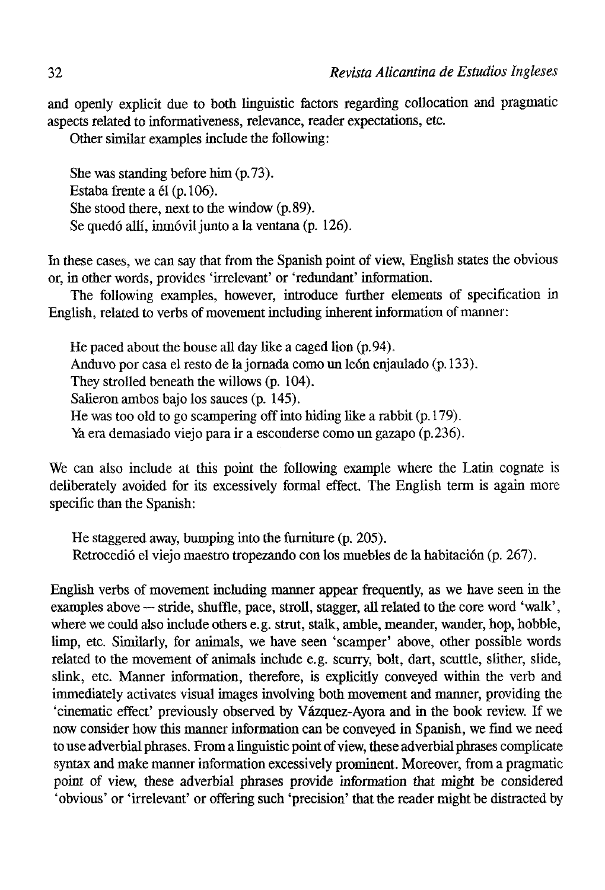and openly explicit due to both linguistic factors regarding collocation and pragmatic aspects related to informativeness, relevance, reader expectations, etc.

Other similar examples include the following:

> She was standing before him (p.73).
> Estaba frente a él (p.106).
> She stood there, next to the window (p.89).
> Se quedó allí, inmóvil junto a la ventana (p. 126).

In these cases, we can say that from the Spanish point of view, English states the obvious or, in other words, provides 'irrelevant' or 'redundant' information.

The following examples, however, introduce further elements of specification in English, related to verbs of movement including inherent information of manner:

> He paced about the house all day like a caged lion (p.94).
> Anduvo por casa el resto de la jornada como un león enjaulado (p.133).
> They strolled beneath the willows (p. 104).
> Salieron ambos bajo los sauces (p. 145).
> He was too old to go scampering off into hiding like a rabbit (p.179).
> Ya era demasiado viejo para ir a esconderse como un gazapo (p.236).

We can also include at this point the following example where the Latin cognate is deliberately avoided for its excessively formal effect. The English term is again more specific than the Spanish:

> He staggered away, bumping into the furniture (p. 205).
> Retrocedió el viejo maestro tropezando con los muebles de la habitación (p. 267).

English verbs of movement including manner appear frequently, as we have seen in the examples above — stride, shuffle, pace, stroll, stagger, all related to the core word 'walk', where we could also include others e.g. strut, stalk, amble, meander, wander, hop, hobble, limp, etc. Similarly, for animals, we have seen 'scamper' above, other possible words related to the movement of animals include e.g. scurry, bolt, dart, scuttle, slither, slide, slink, etc. Manner information, therefore, is explicitly conveyed within the verb and immediately activates visual images involving both movement and manner, providing the 'cinematic effect' previously observed by Vázquez-Ayora and in the book review. If we now consider how this manner information can be conveyed in Spanish, we find we need to use adverbial phrases. From a linguistic point of view, these adverbial phrases complicate syntax and make manner information excessively prominent. Moreover, from a pragmatic point of view, these adverbial phrases provide information that might be considered 'obvious' or 'irrelevant' or offering such 'precision' that the reader might be distracted by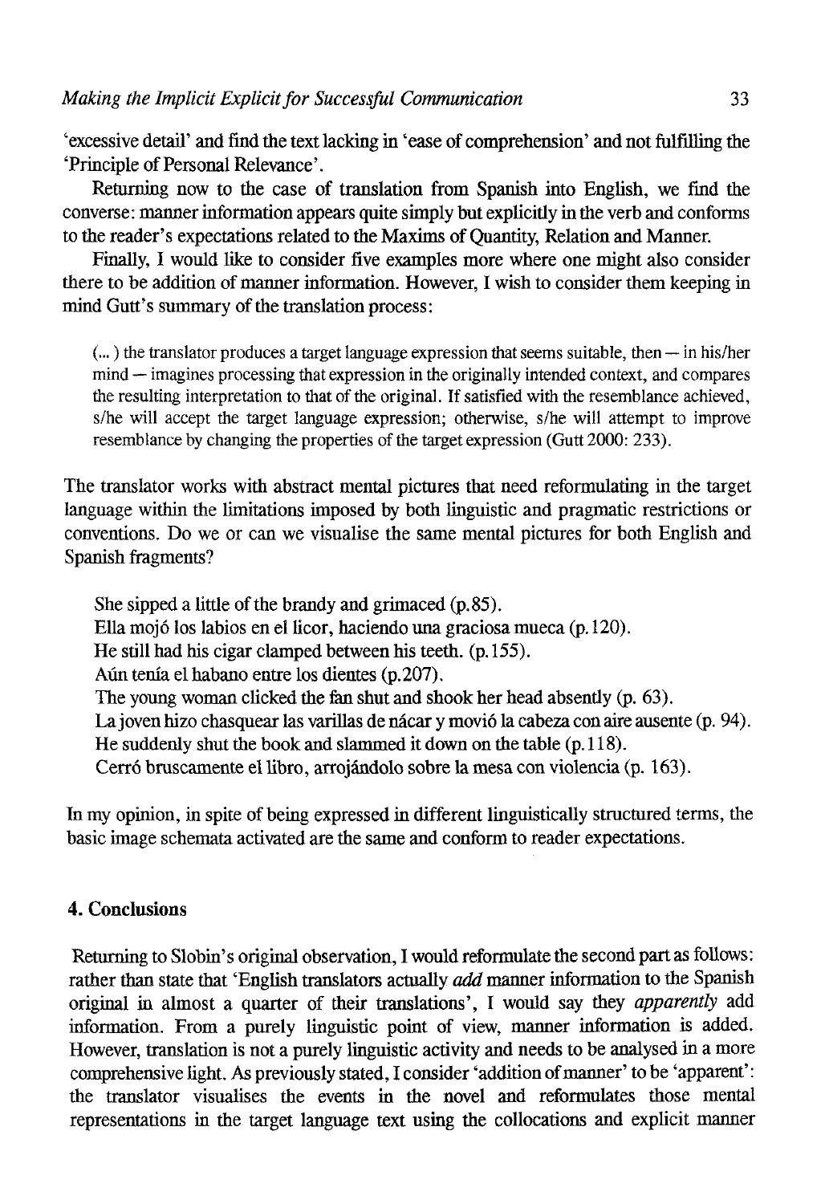'excessive detail' and find the text lacking in 'ease of comprehension' and not fulfilling the 'Principle of Personal Relevance'.

Returning now to the case of translation from Spanish into English, we find the converse: manner information appears quite simply but explicitly in the verb and conforms to the reader's expectations related to the Maxims of Quantity, Relation and Manner.

Finally, I would like to consider five examples more where one might also consider there to be addition of manner information. However, I wish to consider them keeping in mind Gutt's summary of the translation process:

> (...) the translator produces a target language expression that seems suitable, then — in his/her mind — imagines processing that expression in the originally intended context, and compares the resulting interpretation to that of the original. If satisfied with the resemblance achieved, s/he will accept the target language expression; otherwise, s/he will attempt to improve resemblance by changing the properties of the target expression (Gutt 2000: 233).

The translator works with abstract mental pictures that need reformulating in the target language within the limitations imposed by both linguistic and pragmatic restrictions or conventions. Do we or can we visualise the same mental pictures for both English and Spanish fragments?

> She sipped a little of the brandy and grimaced (p.85).
> Ella mojó los labios en el licor, haciendo una graciosa mueca (p.120).
> He still had his cigar clamped between his teeth. (p.155).
> Aún tenía el habano entre los dientes (p.207).
> The young woman clicked the fan shut and shook her head absently (p. 63).
> La joven hizo chasquear las varillas de nácar y movió la cabeza con aire ausente (p. 94).
> He suddenly shut the book and slammed it down on the table (p.118).
> Cerró bruscamente el libro, arrojándolo sobre la mesa con violencia (p. 163).

In my opinion, in spite of being expressed in different linguistically structured terms, the basic image schemata activated are the same and conform to reader expectations.

## 4. Conclusions

Returning to Slobin's original observation, I would reformulate the second part as follows: rather than state that 'English translators actually *add* manner information to the Spanish original in almost a quarter of their translations', I would say they *apparently* add information. From a purely linguistic point of view, manner information is added. However, translation is not a purely linguistic activity and needs to be analysed in a more comprehensive light. As previously stated, I consider 'addition of manner' to be 'apparent': the translator visualises the events in the novel and reformulates those mental representations in the target language text using the collocations and explicit manner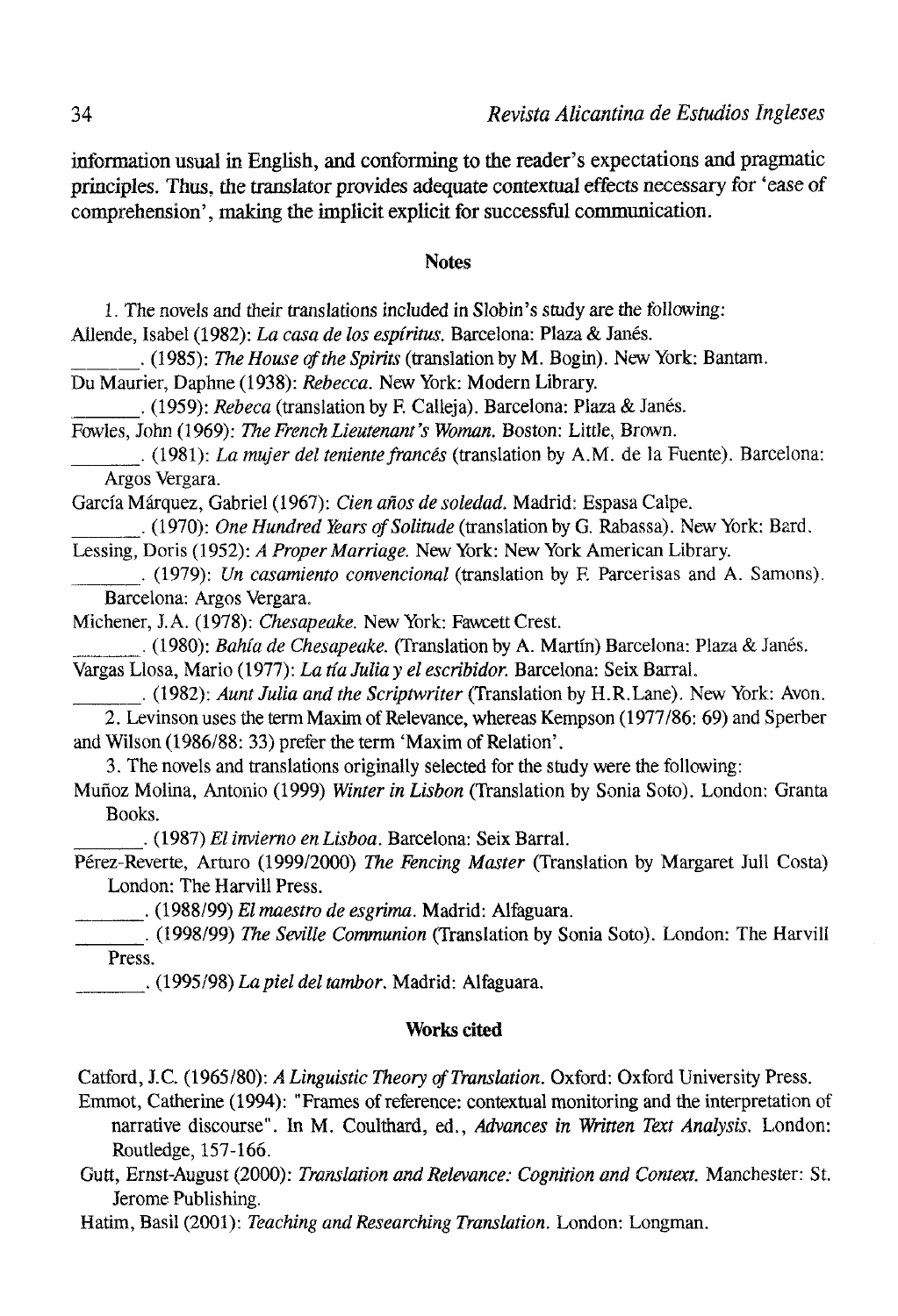information usual in English, and conforming to the reader's expectations and pragmatic principles. Thus, the translator provides adequate contextual effects necessary for 'ease of comprehension', making the implicit explicit for successful communication.

## Notes

1. The novels and their translations included in Slobin's study are the following:

Allende, Isabel (1982): *La casa de los espíritus*. Barcelona: Plaza & Janés.

_______. (1985): *The House of the Spirits* (translation by M. Bogin). New York: Bantam.

Du Maurier, Daphne (1938): *Rebecca*. New York: Modern Library.

_______. (1959): *Rebeca* (translation by F. Calleja). Barcelona: Plaza & Janés.

Fowles, John (1969): *The French Lieutenant's Woman*. Boston: Little, Brown.

_______. (1981): *La mujer del teniente francés* (translation by A.M. de la Fuente). Barcelona: Argos Vergara.

García Márquez, Gabriel (1967): *Cien años de soledad*. Madrid: Espasa Calpe.

_______. (1970): *One Hundred Years of Solitude* (translation by G. Rabassa). New York: Bard.

Lessing, Doris (1952): *A Proper Marriage*. New York: New York American Library.

_______. (1979): *Un casamiento convencional* (translation by F. Parcerisas and A. Samons). Barcelona: Argos Vergara.

Michener, J.A. (1978): *Chesapeake*. New York: Fawcett Crest.

_______. (1980): *Bahía de Chesapeake*. (Translation by A. Martín) Barcelona: Plaza & Janés.

Vargas Llosa, Mario (1977): *La tía Julia y el escribidor*. Barcelona: Seix Barral.

_______. (1982): *Aunt Julia and the Scriptwriter* (Translation by H.R.Lane). New York: Avon.

2. Levinson uses the term Maxim of Relevance, whereas Kempson (1977/86: 69) and Sperber and Wilson (1986/88: 33) prefer the term 'Maxim of Relation'.

3. The novels and translations originally selected for the study were the following:

Muñoz Molina, Antonio (1999) *Winter in Lisbon* (Translation by Sonia Soto). London: Granta Books.

_______. (1987) *El invierno en Lisboa*. Barcelona: Seix Barral.

Pérez-Reverte, Arturo (1999/2000) *The Fencing Master* (Translation by Margaret Jull Costa) London: The Harvill Press.

_______. (1988/99) *El maestro de esgrima*. Madrid: Alfaguara.

_______. (1998/99) *The Seville Communion* (Translation by Sonia Soto). London: The Harvill Press.

_______. (1995/98) *La piel del tambor*. Madrid: Alfaguara.

## Works cited

Catford, J.C. (1965/80): *A Linguistic Theory of Translation*. Oxford: Oxford University Press.

Emmot, Catherine (1994): "Frames of reference: contextual monitoring and the interpretation of narrative discourse". In M. Coulthard, ed., *Advances in Written Text Analysis*. London: Routledge, 157-166.

Gutt, Ernst-August (2000): *Translation and Relevance: Cognition and Context*. Manchester: St. Jerome Publishing.

Hatim, Basil (2001): *Teaching and Researching Translation*. London: Longman.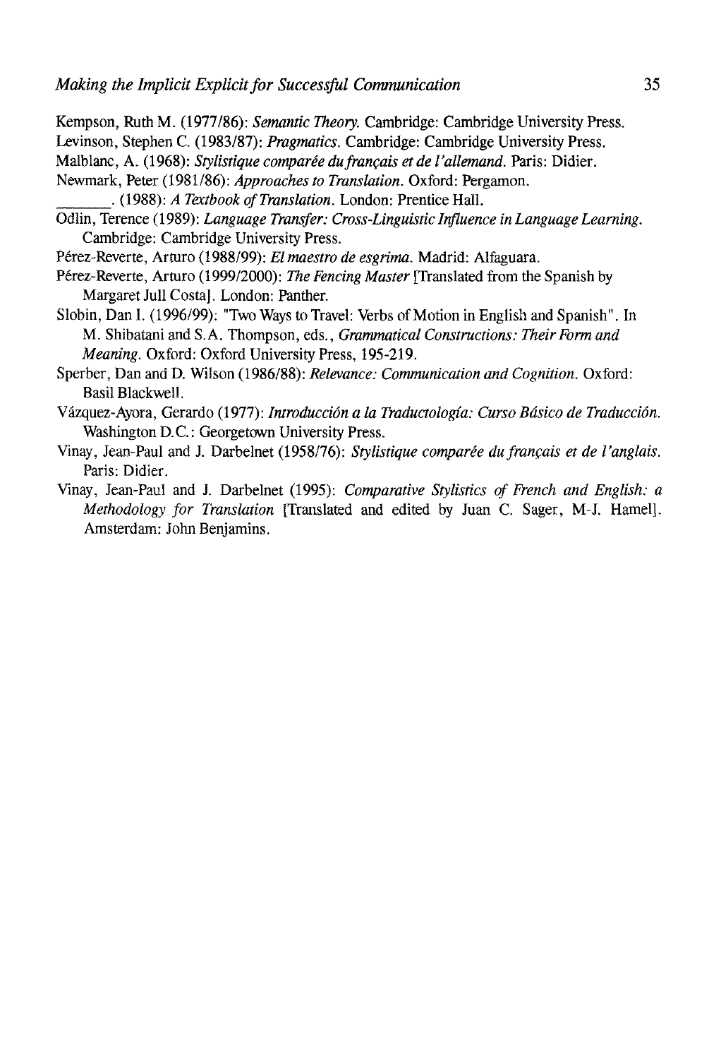Kempson, Ruth M. (1977/86): *Semantic Theory.* Cambridge: Cambridge University Press.

Levinson, Stephen C. (1983/87): *Pragmatics.* Cambridge: Cambridge University Press.

Malblanc, A. (1968): *Stylistique comparée du français et de l'allemand.* Paris: Didier.

Newmark, Peter (1981/86): *Approaches to Translation.* Oxford: Pergamon.

_______. (1988): *A Textbook of Translation.* London: Prentice Hall.

Odlin, Terence (1989): *Language Transfer: Cross-Linguistic Influence in Language Learning.* Cambridge: Cambridge University Press.

Pérez-Reverte, Arturo (1988/99): *El maestro de esgrima.* Madrid: Alfaguara.

Pérez-Reverte, Arturo (1999/2000): *The Fencing Master* [Translated from the Spanish by Margaret Jull Costa]. London: Panther.

Slobin, Dan I. (1996/99): "Two Ways to Travel: Verbs of Motion in English and Spanish". In M. Shibatani and S.A. Thompson, eds., *Grammatical Constructions: Their Form and Meaning.* Oxford: Oxford University Press, 195-219.

Sperber, Dan and D. Wilson (1986/88): *Relevance: Communication and Cognition.* Oxford: Basil Blackwell.

Vázquez-Ayora, Gerardo (1977): *Introducción a la Traductología: Curso Básico de Traducción.* Washington D.C.: Georgetown University Press.

Vinay, Jean-Paul and J. Darbelnet (1958/76): *Stylistique comparée du français et de l'anglais.* Paris: Didier.

Vinay, Jean-Paul and J. Darbelnet (1995): *Comparative Stylistics of French and English: a Methodology for Translation* [Translated and edited by Juan C. Sager, M-J. Hamel]. Amsterdam: John Benjamins.